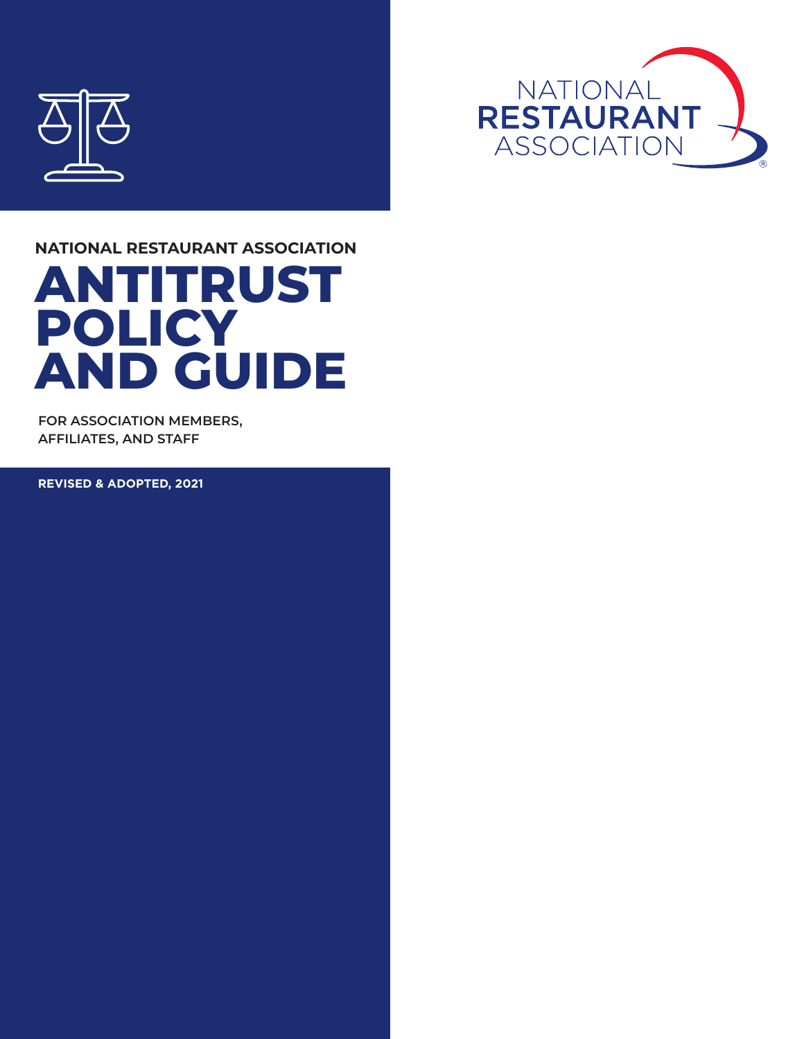NATIONAL RESTAURANT ASSOCIATION

**NATIONAL RESTAURANT ASSOCIATION**

# ANTITRUST POLICY AND GUIDE

**FOR ASSOCIATION MEMBERS, AFFILIATES, AND STAFF**

**REVISED & ADOPTED, 2021**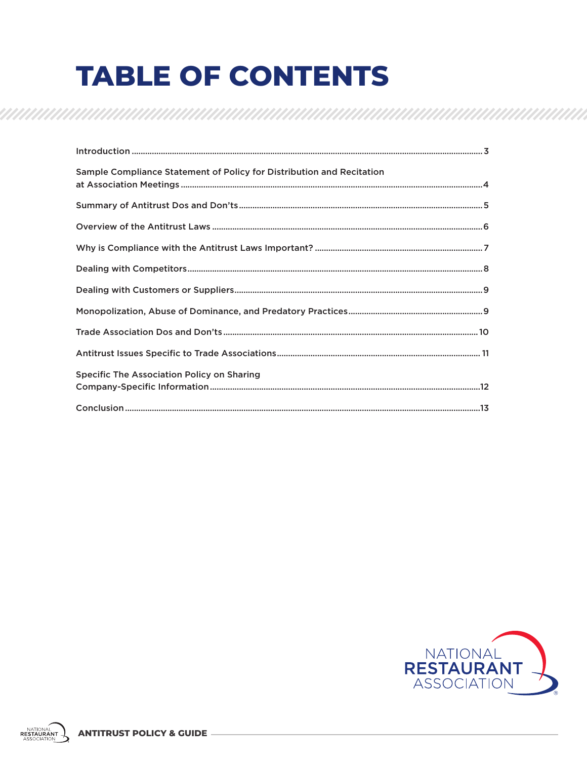# TABLE OF CONTENTS

Introduction ........................................................................................................................................ 3

Sample Compliance Statement of Policy for Distribution and Recitation at Association Meetings ........................................................................................................ 4

Summary of Antitrust Dos and Don'ts ........................................................................................ 5

Overview of the Antitrust Laws .................................................................................................... 6

Why is Compliance with the Antitrust Laws Important? ............................................................ 7

Dealing with Competitors ............................................................................................................ 8

Dealing with Customers or Suppliers ........................................................................................... 9

Monopolization, Abuse of Dominance, and Predatory Practices ............................................... 9

Trade Association Dos and Don'ts ............................................................................................. 10

Antitrust Issues Specific to Trade Associations ......................................................................... 11

Specific The Association Policy on Sharing Company-Specific Information ........................................................................................................ 12

Conclusion .................................................................................................................................. 13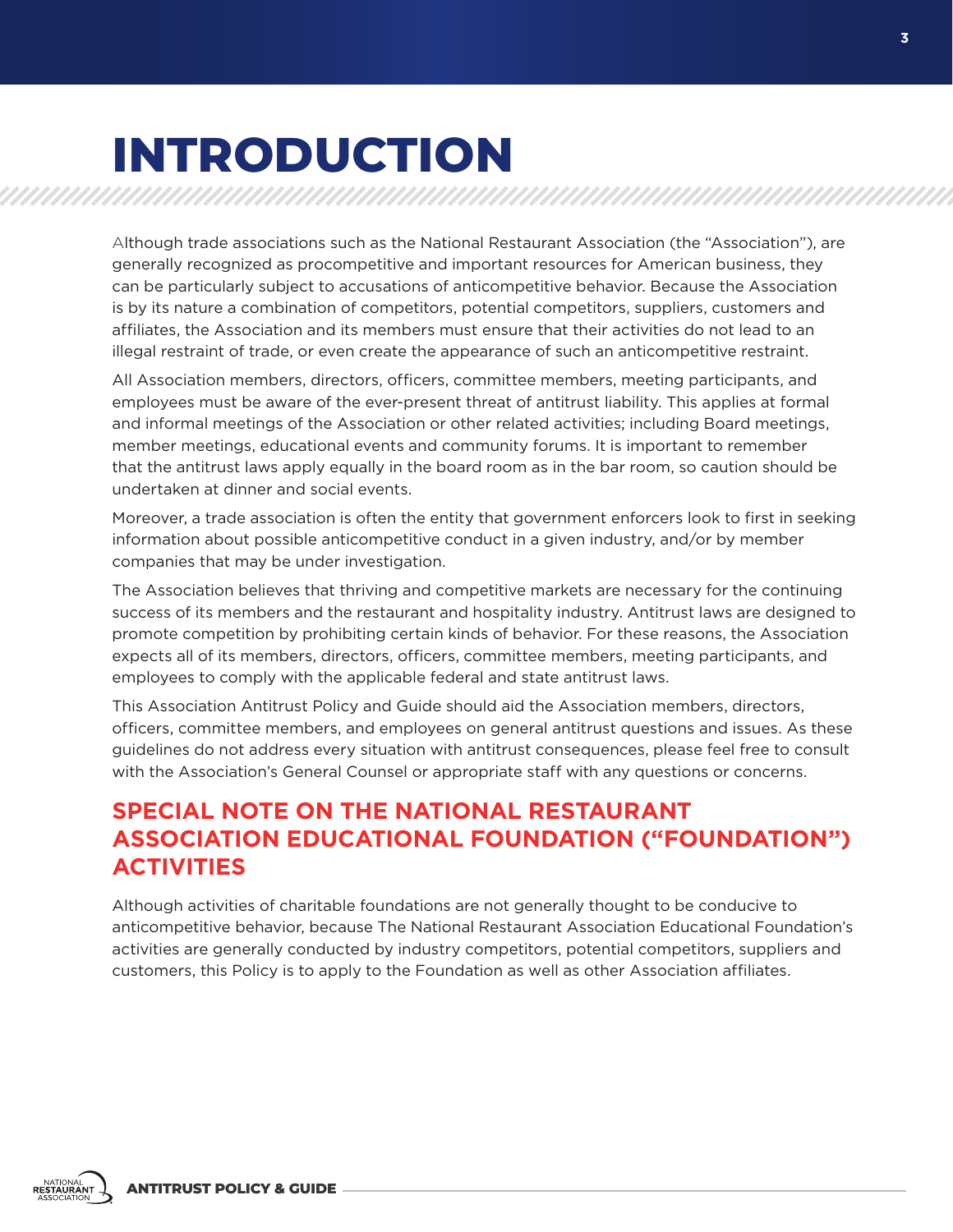# INTRODUCTION

Although trade associations such as the National Restaurant Association (the "Association"), are generally recognized as procompetitive and important resources for American business, they can be particularly subject to accusations of anticompetitive behavior. Because the Association is by its nature a combination of competitors, potential competitors, suppliers, customers and affiliates, the Association and its members must ensure that their activities do not lead to an illegal restraint of trade, or even create the appearance of such an anticompetitive restraint.

All Association members, directors, officers, committee members, meeting participants, and employees must be aware of the ever-present threat of antitrust liability. This applies at formal and informal meetings of the Association or other related activities; including Board meetings, member meetings, educational events and community forums. It is important to remember that the antitrust laws apply equally in the board room as in the bar room, so caution should be undertaken at dinner and social events.

Moreover, a trade association is often the entity that government enforcers look to first in seeking information about possible anticompetitive conduct in a given industry, and/or by member companies that may be under investigation.

The Association believes that thriving and competitive markets are necessary for the continuing success of its members and the restaurant and hospitality industry. Antitrust laws are designed to promote competition by prohibiting certain kinds of behavior. For these reasons, the Association expects all of its members, directors, officers, committee members, meeting participants, and employees to comply with the applicable federal and state antitrust laws.

This Association Antitrust Policy and Guide should aid the Association members, directors, officers, committee members, and employees on general antitrust questions and issues. As these guidelines do not address every situation with antitrust consequences, please feel free to consult with the Association's General Counsel or appropriate staff with any questions or concerns.

## SPECIAL NOTE ON THE NATIONAL RESTAURANT ASSOCIATION EDUCATIONAL FOUNDATION ("FOUNDATION") ACTIVITIES

Although activities of charitable foundations are not generally thought to be conducive to anticompetitive behavior, because The National Restaurant Association Educational Foundation's activities are generally conducted by industry competitors, potential competitors, suppliers and customers, this Policy is to apply to the Foundation as well as other Association affiliates.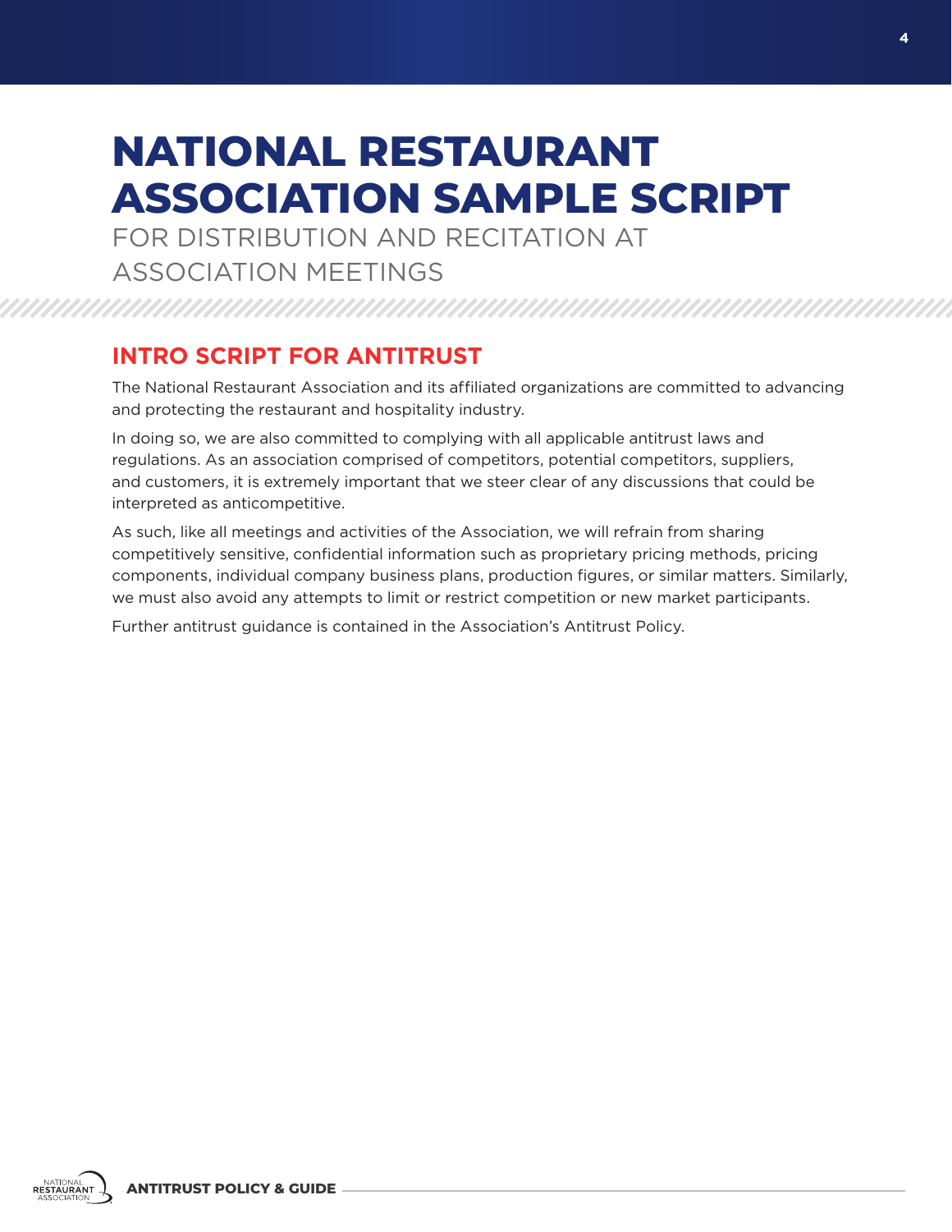# NATIONAL RESTAURANT ASSOCIATION SAMPLE SCRIPT

FOR DISTRIBUTION AND RECITATION AT ASSOCIATION MEETINGS

## INTRO SCRIPT FOR ANTITRUST

The National Restaurant Association and its affiliated organizations are committed to advancing and protecting the restaurant and hospitality industry.

In doing so, we are also committed to complying with all applicable antitrust laws and regulations. As an association comprised of competitors, potential competitors, suppliers, and customers, it is extremely important that we steer clear of any discussions that could be interpreted as anticompetitive.

As such, like all meetings and activities of the Association, we will refrain from sharing competitively sensitive, confidential information such as proprietary pricing methods, pricing components, individual company business plans, production figures, or similar matters. Similarly, we must also avoid any attempts to limit or restrict competition or new market participants.

Further antitrust guidance is contained in the Association's Antitrust Policy.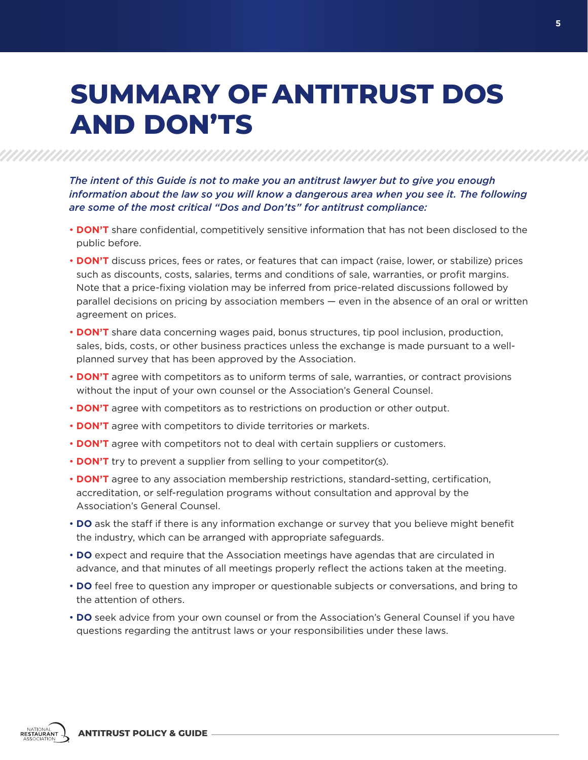# SUMMARY OF ANTITRUST DOS AND DON'TS

*The intent of this Guide is not to make you an antitrust lawyer but to give you enough information about the law so you will know a dangerous area when you see it. The following are some of the most critical "Dos and Don'ts" for antitrust compliance:*

- **DON'T** share confidential, competitively sensitive information that has not been disclosed to the public before.
- **DON'T** discuss prices, fees or rates, or features that can impact (raise, lower, or stabilize) prices such as discounts, costs, salaries, terms and conditions of sale, warranties, or profit margins. Note that a price-fixing violation may be inferred from price-related discussions followed by parallel decisions on pricing by association members — even in the absence of an oral or written agreement on prices.
- **DON'T** share data concerning wages paid, bonus structures, tip pool inclusion, production, sales, bids, costs, or other business practices unless the exchange is made pursuant to a well-planned survey that has been approved by the Association.
- **DON'T** agree with competitors as to uniform terms of sale, warranties, or contract provisions without the input of your own counsel or the Association's General Counsel.
- **DON'T** agree with competitors as to restrictions on production or other output.
- **DON'T** agree with competitors to divide territories or markets.
- **DON'T** agree with competitors not to deal with certain suppliers or customers.
- **DON'T** try to prevent a supplier from selling to your competitor(s).
- **DON'T** agree to any association membership restrictions, standard-setting, certification, accreditation, or self-regulation programs without consultation and approval by the Association's General Counsel.
- **DO** ask the staff if there is any information exchange or survey that you believe might benefit the industry, which can be arranged with appropriate safeguards.
- **DO** expect and require that the Association meetings have agendas that are circulated in advance, and that minutes of all meetings properly reflect the actions taken at the meeting.
- **DO** feel free to question any improper or questionable subjects or conversations, and bring to the attention of others.
- **DO** seek advice from your own counsel or from the Association's General Counsel if you have questions regarding the antitrust laws or your responsibilities under these laws.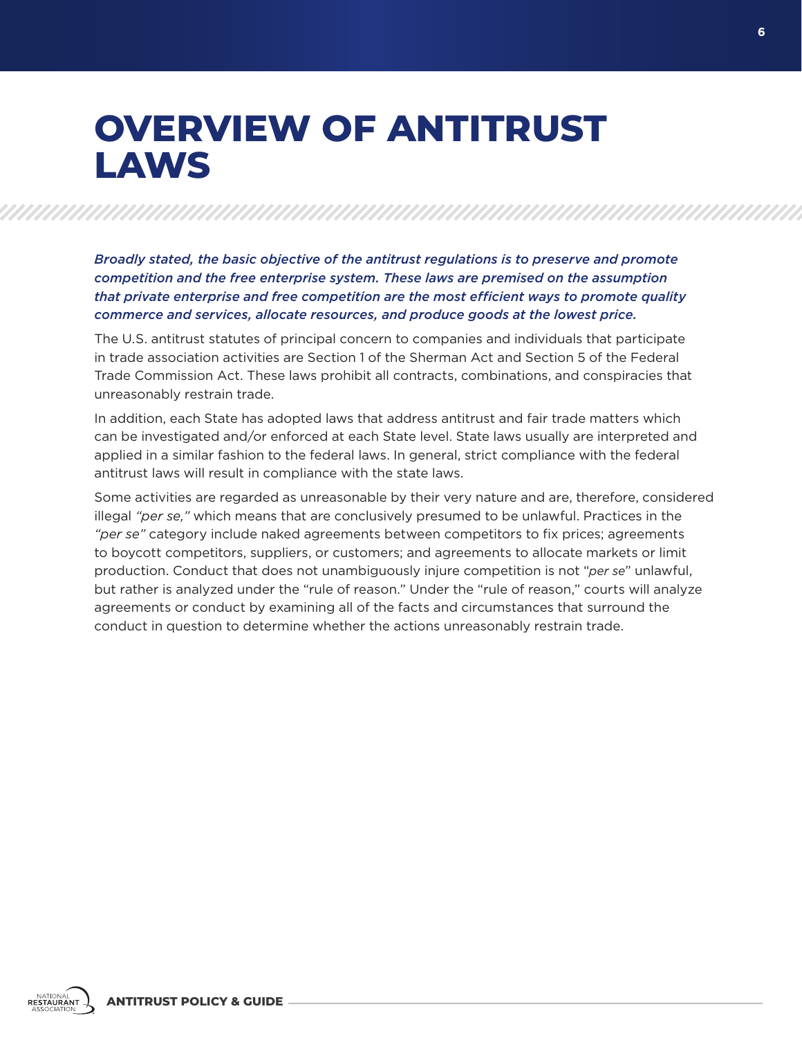# OVERVIEW OF ANTITRUST LAWS

***Broadly stated, the basic objective of the antitrust regulations is to preserve and promote competition and the free enterprise system. These laws are premised on the assumption that private enterprise and free competition are the most efficient ways to promote quality commerce and services, allocate resources, and produce goods at the lowest price.***

The U.S. antitrust statutes of principal concern to companies and individuals that participate in trade association activities are Section 1 of the Sherman Act and Section 5 of the Federal Trade Commission Act. These laws prohibit all contracts, combinations, and conspiracies that unreasonably restrain trade.

In addition, each State has adopted laws that address antitrust and fair trade matters which can be investigated and/or enforced at each State level. State laws usually are interpreted and applied in a similar fashion to the federal laws. In general, strict compliance with the federal antitrust laws will result in compliance with the state laws.

Some activities are regarded as unreasonable by their very nature and are, therefore, considered illegal *"per se,"* which means that are conclusively presumed to be unlawful. Practices in the *"per se"* category include naked agreements between competitors to fix prices; agreements to boycott competitors, suppliers, or customers; and agreements to allocate markets or limit production. Conduct that does not unambiguously injure competition is not "*per se*" unlawful, but rather is analyzed under the "rule of reason." Under the "rule of reason," courts will analyze agreements or conduct by examining all of the facts and circumstances that surround the conduct in question to determine whether the actions unreasonably restrain trade.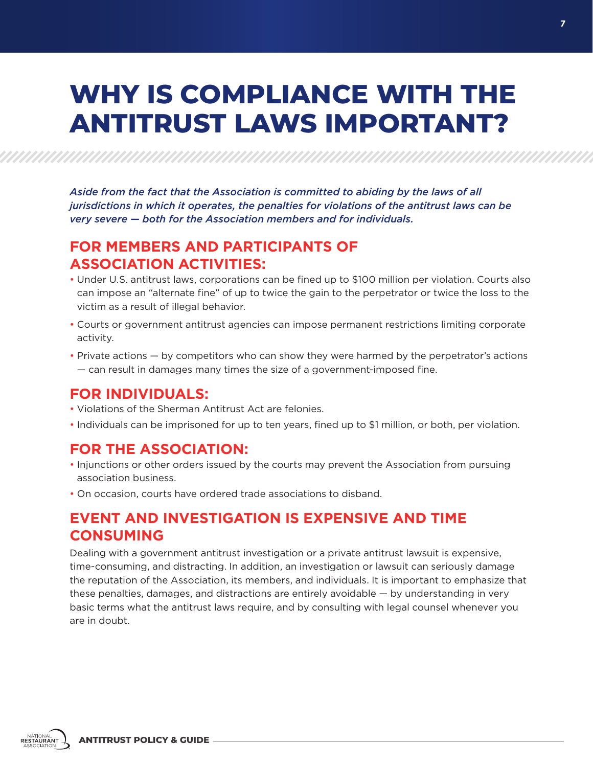# WHY IS COMPLIANCE WITH THE ANTITRUST LAWS IMPORTANT?

*Aside from the fact that the Association is committed to abiding by the laws of all jurisdictions in which it operates, the penalties for violations of the antitrust laws can be very severe — both for the Association members and for individuals.*

## FOR MEMBERS AND PARTICIPANTS OF ASSOCIATION ACTIVITIES:

- Under U.S. antitrust laws, corporations can be fined up to $100 million per violation. Courts also can impose an "alternate fine" of up to twice the gain to the perpetrator or twice the loss to the victim as a result of illegal behavior.
- Courts or government antitrust agencies can impose permanent restrictions limiting corporate activity.
- Private actions — by competitors who can show they were harmed by the perpetrator's actions — can result in damages many times the size of a government-imposed fine.

## FOR INDIVIDUALS:

- Violations of the Sherman Antitrust Act are felonies.
- Individuals can be imprisoned for up to ten years, fined up to $1 million, or both, per violation.

## FOR THE ASSOCIATION:

- Injunctions or other orders issued by the courts may prevent the Association from pursuing association business.
- On occasion, courts have ordered trade associations to disband.

## EVENT AND INVESTIGATION IS EXPENSIVE AND TIME CONSUMING

Dealing with a government antitrust investigation or a private antitrust lawsuit is expensive, time-consuming, and distracting. In addition, an investigation or lawsuit can seriously damage the reputation of the Association, its members, and individuals. It is important to emphasize that these penalties, damages, and distractions are entirely avoidable — by understanding in very basic terms what the antitrust laws require, and by consulting with legal counsel whenever you are in doubt.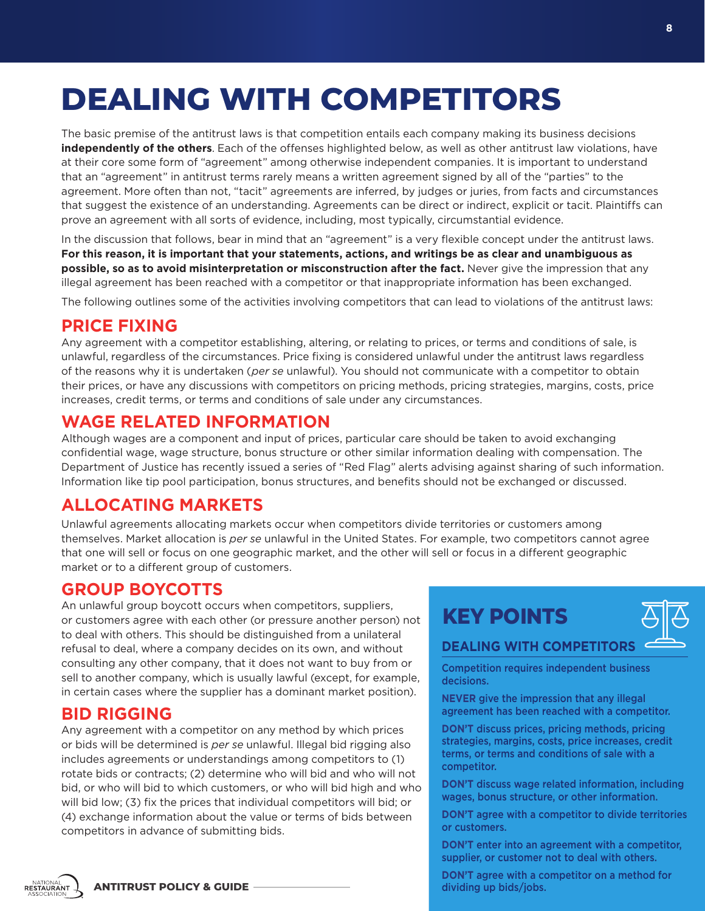# DEALING WITH COMPETITORS

The basic premise of the antitrust laws is that competition entails each company making its business decisions **independently of the others**. Each of the offenses highlighted below, as well as other antitrust law violations, have at their core some form of "agreement" among otherwise independent companies. It is important to understand that an "agreement" in antitrust terms rarely means a written agreement signed by all of the "parties" to the agreement. More often than not, "tacit" agreements are inferred, by judges or juries, from facts and circumstances that suggest the existence of an understanding. Agreements can be direct or indirect, explicit or tacit. Plaintiffs can prove an agreement with all sorts of evidence, including, most typically, circumstantial evidence.

In the discussion that follows, bear in mind that an "agreement" is a very flexible concept under the antitrust laws. **For this reason, it is important that your statements, actions, and writings be as clear and unambiguous as possible, so as to avoid misinterpretation or misconstruction after the fact.** Never give the impression that any illegal agreement has been reached with a competitor or that inappropriate information has been exchanged.

The following outlines some of the activities involving competitors that can lead to violations of the antitrust laws:

## PRICE FIXING

Any agreement with a competitor establishing, altering, or relating to prices, or terms and conditions of sale, is unlawful, regardless of the circumstances. Price fixing is considered unlawful under the antitrust laws regardless of the reasons why it is undertaken (*per se* unlawful). You should not communicate with a competitor to obtain their prices, or have any discussions with competitors on pricing methods, pricing strategies, margins, costs, price increases, credit terms, or terms and conditions of sale under any circumstances.

## WAGE RELATED INFORMATION

Although wages are a component and input of prices, particular care should be taken to avoid exchanging confidential wage, wage structure, bonus structure or other similar information dealing with compensation. The Department of Justice has recently issued a series of "Red Flag" alerts advising against sharing of such information. Information like tip pool participation, bonus structures, and benefits should not be exchanged or discussed.

## ALLOCATING MARKETS

Unlawful agreements allocating markets occur when competitors divide territories or customers among themselves. Market allocation is *per se* unlawful in the United States. For example, two competitors cannot agree that one will sell or focus on one geographic market, and the other will sell or focus in a different geographic market or to a different group of customers.

## GROUP BOYCOTTS

An unlawful group boycott occurs when competitors, suppliers, or customers agree with each other (or pressure another person) not to deal with others. This should be distinguished from a unilateral refusal to deal, where a company decides on its own, and without consulting any other company, that it does not want to buy from or sell to another company, which is usually lawful (except, for example, in certain cases where the supplier has a dominant market position).

## BID RIGGING

Any agreement with a competitor on any method by which prices or bids will be determined is *per se* unlawful. Illegal bid rigging also includes agreements or understandings among competitors to (1) rotate bids or contracts; (2) determine who will bid and who will not bid, or who will bid to which customers, or who will bid high and who will bid low; (3) fix the prices that individual competitors will bid; or (4) exchange information about the value or terms of bids between competitors in advance of submitting bids.

## KEY POINTS

### DEALING WITH COMPETITORS

Competition requires independent business decisions.

**NEVER** give the impression that any illegal agreement has been reached with a competitor.

**DON'T** discuss prices, pricing methods, pricing strategies, margins, costs, price increases, credit terms, or terms and conditions of sale with a competitor.

**DON'T** discuss wage related information, including wages, bonus structure, or other information.

**DON'T** agree with a competitor to divide territories or customers.

**DON'T** enter into an agreement with a competitor, supplier, or customer not to deal with others.

**DON'T** agree with a competitor on a method for dividing up bids/jobs.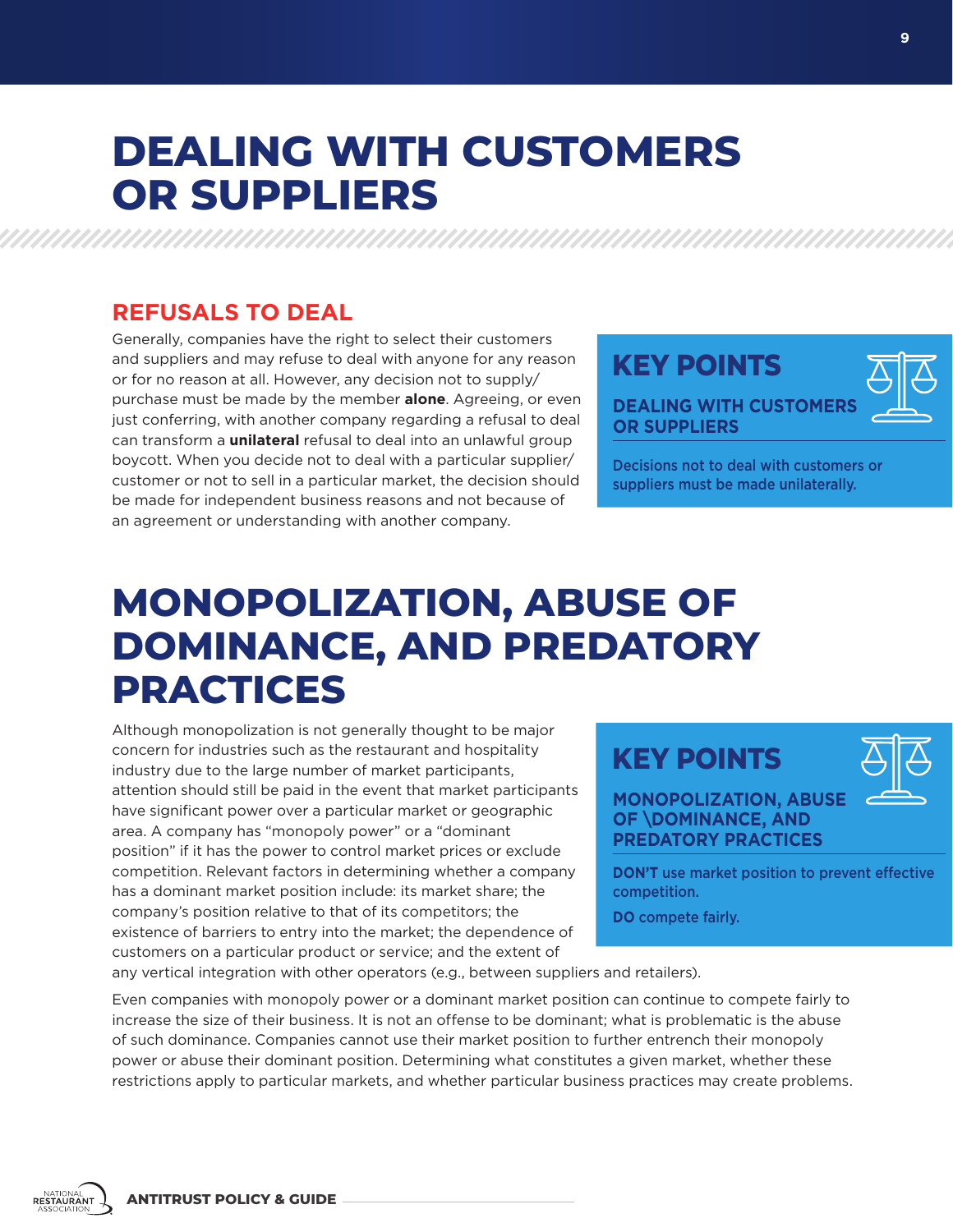# DEALING WITH CUSTOMERS OR SUPPLIERS

## REFUSALS TO DEAL

Generally, companies have the right to select their customers and suppliers and may refuse to deal with anyone for any reason or for no reason at all. However, any decision not to supply/purchase must be made by the member **alone**. Agreeing, or even just conferring, with another company regarding a refusal to deal can transform a **unilateral** refusal to deal into an unlawful group boycott. When you decide not to deal with a particular supplier/customer or not to sell in a particular market, the decision should be made for independent business reasons and not because of an agreement or understanding with another company.

> **KEY POINTS**
>
> **DEALING WITH CUSTOMERS OR SUPPLIERS**
>
> Decisions not to deal with customers or suppliers must be made unilaterally.

# MONOPOLIZATION, ABUSE OF DOMINANCE, AND PREDATORY PRACTICES

Although monopolization is not generally thought to be major concern for industries such as the restaurant and hospitality industry due to the large number of market participants, attention should still be paid in the event that market participants have significant power over a particular market or geographic area. A company has "monopoly power" or a "dominant position" if it has the power to control market prices or exclude competition. Relevant factors in determining whether a company has a dominant market position include: its market share; the company's position relative to that of its competitors; the existence of barriers to entry into the market; the dependence of customers on a particular product or service; and the extent of any vertical integration with other operators (e.g., between suppliers and retailers).

> **KEY POINTS**
>
> **MONOPOLIZATION, ABUSE OF \DOMINANCE, AND PREDATORY PRACTICES**
>
> **DON'T** use market position to prevent effective competition.
>
> **DO** compete fairly.

Even companies with monopoly power or a dominant market position can continue to compete fairly to increase the size of their business. It is not an offense to be dominant; what is problematic is the abuse of such dominance. Companies cannot use their market position to further entrench their monopoly power or abuse their dominant position. Determining what constitutes a given market, whether these restrictions apply to particular markets, and whether particular business practices may create problems.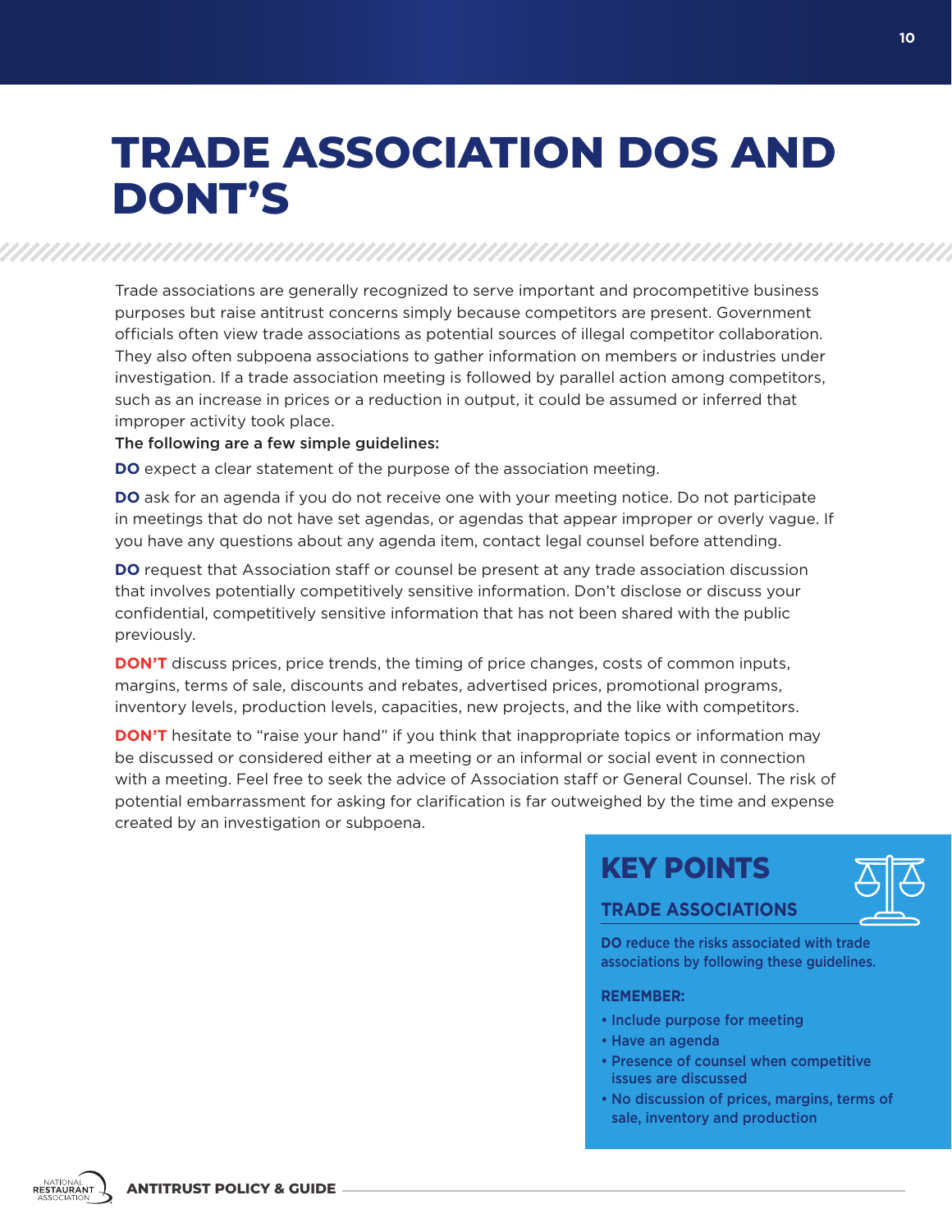# TRADE ASSOCIATION DOS AND DONT'S

Trade associations are generally recognized to serve important and procompetitive business purposes but raise antitrust concerns simply because competitors are present. Government officials often view trade associations as potential sources of illegal competitor collaboration. They also often subpoena associations to gather information on members or industries under investigation. If a trade association meeting is followed by parallel action among competitors, such as an increase in prices or a reduction in output, it could be assumed or inferred that improper activity took place.

**The following are a few simple guidelines:**

**DO** expect a clear statement of the purpose of the association meeting.

**DO** ask for an agenda if you do not receive one with your meeting notice. Do not participate in meetings that do not have set agendas, or agendas that appear improper or overly vague. If you have any questions about any agenda item, contact legal counsel before attending.

**DO** request that Association staff or counsel be present at any trade association discussion that involves potentially competitively sensitive information. Don't disclose or discuss your confidential, competitively sensitive information that has not been shared with the public previously.

**DON'T** discuss prices, price trends, the timing of price changes, costs of common inputs, margins, terms of sale, discounts and rebates, advertised prices, promotional programs, inventory levels, production levels, capacities, new projects, and the like with competitors.

**DON'T** hesitate to "raise your hand" if you think that inappropriate topics or information may be discussed or considered either at a meeting or an informal or social event in connection with a meeting. Feel free to seek the advice of Association staff or General Counsel. The risk of potential embarrassment for asking for clarification is far outweighed by the time and expense created by an investigation or subpoena.

## KEY POINTS

### TRADE ASSOCIATIONS

**DO** reduce the risks associated with trade associations by following these guidelines.

**REMEMBER:**

- Include purpose for meeting
- Have an agenda
- Presence of counsel when competitive issues are discussed
- No discussion of prices, margins, terms of sale, inventory and production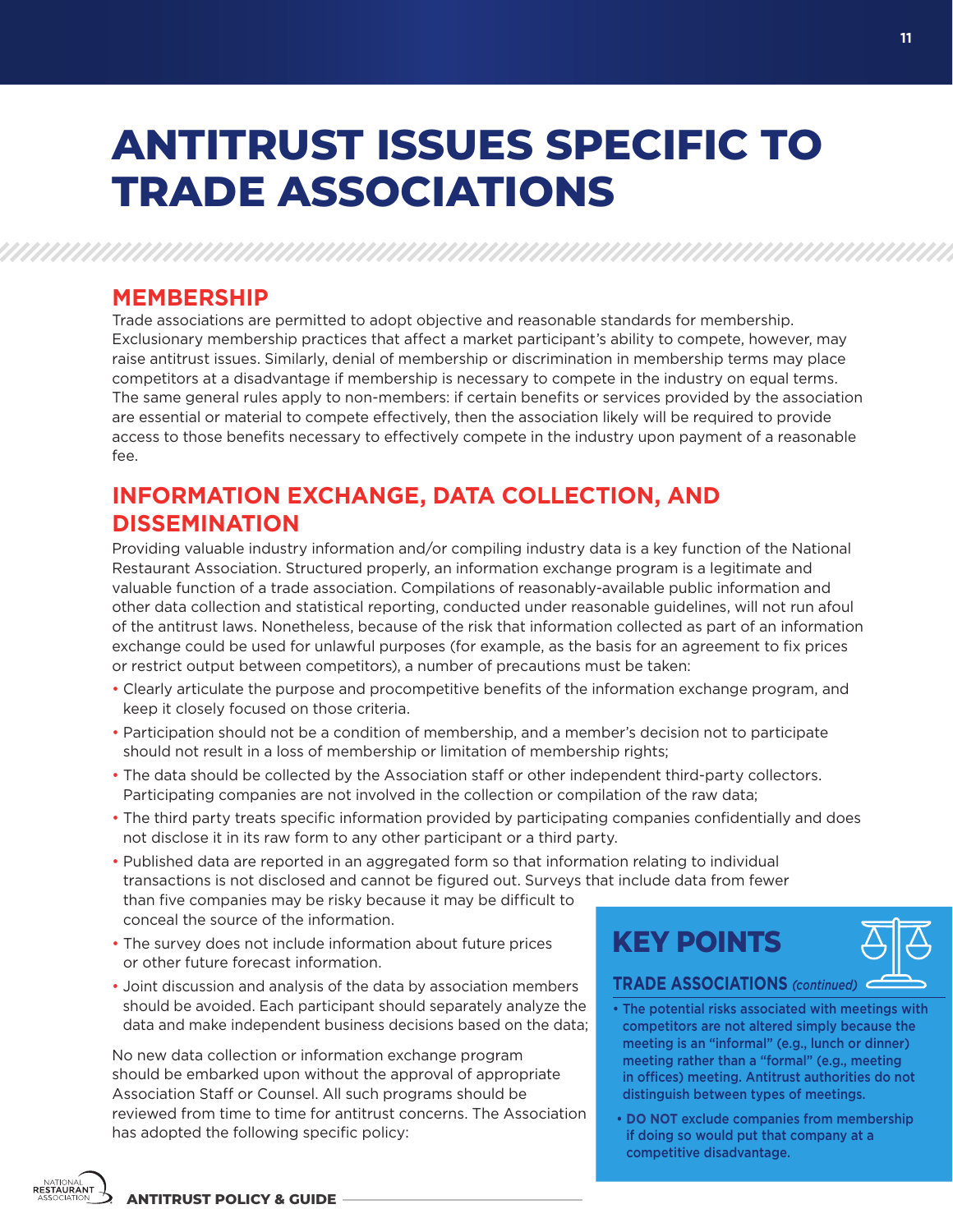# ANTITRUST ISSUES SPECIFIC TO TRADE ASSOCIATIONS

## MEMBERSHIP

Trade associations are permitted to adopt objective and reasonable standards for membership. Exclusionary membership practices that affect a market participant's ability to compete, however, may raise antitrust issues. Similarly, denial of membership or discrimination in membership terms may place competitors at a disadvantage if membership is necessary to compete in the industry on equal terms. The same general rules apply to non-members: if certain benefits or services provided by the association are essential or material to compete effectively, then the association likely will be required to provide access to those benefits necessary to effectively compete in the industry upon payment of a reasonable fee.

## INFORMATION EXCHANGE, DATA COLLECTION, AND DISSEMINATION

Providing valuable industry information and/or compiling industry data is a key function of the National Restaurant Association. Structured properly, an information exchange program is a legitimate and valuable function of a trade association. Compilations of reasonably-available public information and other data collection and statistical reporting, conducted under reasonable guidelines, will not run afoul of the antitrust laws. Nonetheless, because of the risk that information collected as part of an information exchange could be used for unlawful purposes (for example, as the basis for an agreement to fix prices or restrict output between competitors), a number of precautions must be taken:

- Clearly articulate the purpose and procompetitive benefits of the information exchange program, and keep it closely focused on those criteria.
- Participation should not be a condition of membership, and a member's decision not to participate should not result in a loss of membership or limitation of membership rights;
- The data should be collected by the Association staff or other independent third-party collectors. Participating companies are not involved in the collection or compilation of the raw data;
- The third party treats specific information provided by participating companies confidentially and does not disclose it in its raw form to any other participant or a third party.
- Published data are reported in an aggregated form so that information relating to individual transactions is not disclosed and cannot be figured out. Surveys that include data from fewer than five companies may be risky because it may be difficult to conceal the source of the information.
- The survey does not include information about future prices or other future forecast information.
- Joint discussion and analysis of the data by association members should be avoided. Each participant should separately analyze the data and make independent business decisions based on the data;

No new data collection or information exchange program should be embarked upon without the approval of appropriate Association Staff or Counsel. All such programs should be reviewed from time to time for antitrust concerns. The Association has adopted the following specific policy:

> **KEY POINTS**
>
> **TRADE ASSOCIATIONS** *(continued)*
>
> - **The potential risks associated with meetings with competitors are not altered simply because the meeting is an "informal" (e.g., lunch or dinner) meeting rather than a "formal" (e.g., meeting in offices) meeting. Antitrust authorities do not distinguish between types of meetings.**
> - **DO NOT exclude companies from membership if doing so would put that company at a competitive disadvantage.**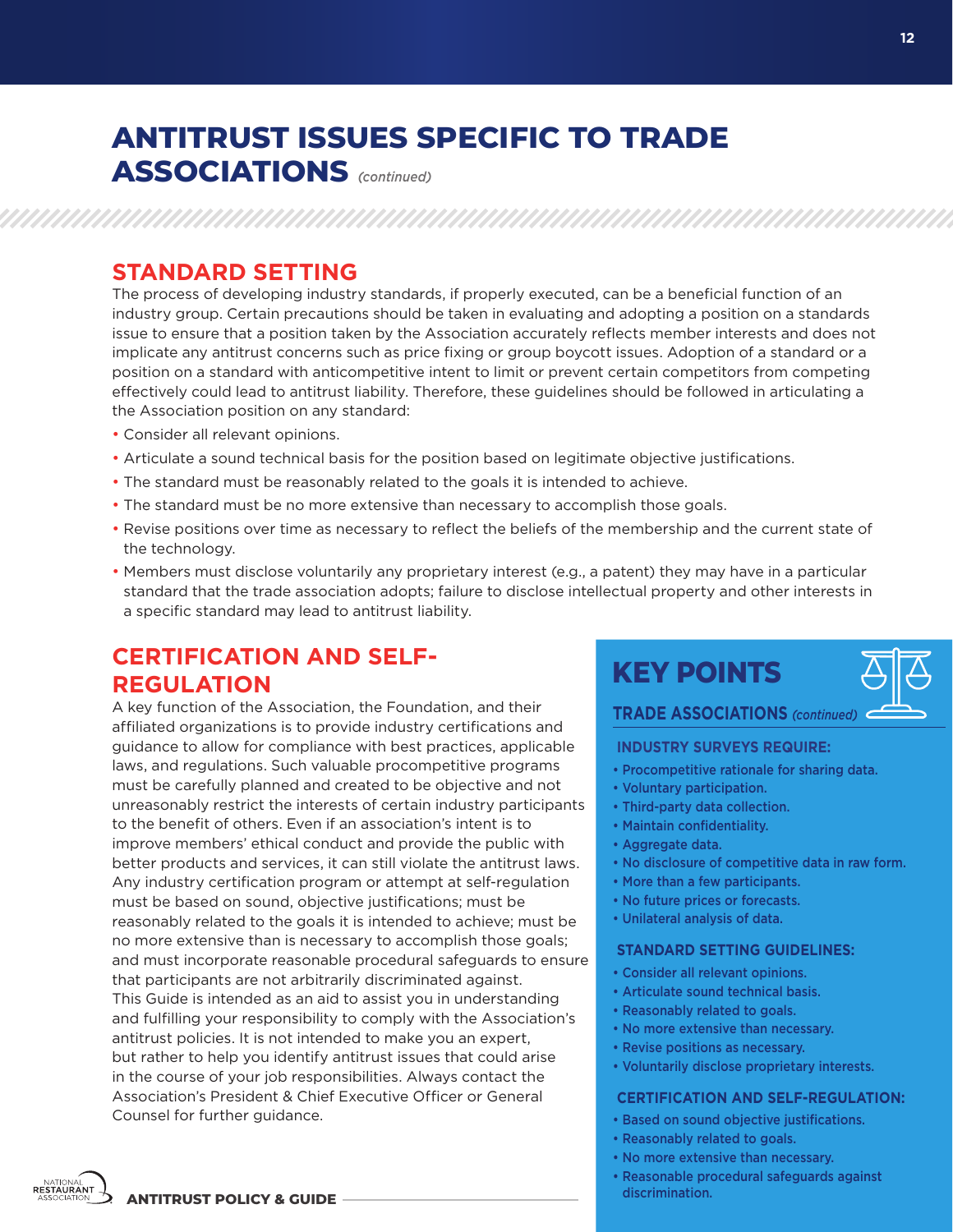# ANTITRUST ISSUES SPECIFIC TO TRADE ASSOCIATIONS *(continued)*

## STANDARD SETTING

The process of developing industry standards, if properly executed, can be a beneficial function of an industry group. Certain precautions should be taken in evaluating and adopting a position on a standards issue to ensure that a position taken by the Association accurately reflects member interests and does not implicate any antitrust concerns such as price fixing or group boycott issues. Adoption of a standard or a position on a standard with anticompetitive intent to limit or prevent certain competitors from competing effectively could lead to antitrust liability. Therefore, these guidelines should be followed in articulating a the Association position on any standard:

- Consider all relevant opinions.
- Articulate a sound technical basis for the position based on legitimate objective justifications.
- The standard must be reasonably related to the goals it is intended to achieve.
- The standard must be no more extensive than necessary to accomplish those goals.
- Revise positions over time as necessary to reflect the beliefs of the membership and the current state of the technology.
- Members must disclose voluntarily any proprietary interest (e.g., a patent) they may have in a particular standard that the trade association adopts; failure to disclose intellectual property and other interests in a specific standard may lead to antitrust liability.

## CERTIFICATION AND SELF-REGULATION

A key function of the Association, the Foundation, and their affiliated organizations is to provide industry certifications and guidance to allow for compliance with best practices, applicable laws, and regulations. Such valuable procompetitive programs must be carefully planned and created to be objective and not unreasonably restrict the interests of certain industry participants to the benefit of others. Even if an association's intent is to improve members' ethical conduct and provide the public with better products and services, it can still violate the antitrust laws. Any industry certification program or attempt at self-regulation must be based on sound, objective justifications; must be reasonably related to the goals it is intended to achieve; must be no more extensive than is necessary to accomplish those goals; and must incorporate reasonable procedural safeguards to ensure that participants are not arbitrarily discriminated against.

This Guide is intended as an aid to assist you in understanding and fulfilling your responsibility to comply with the Association's antitrust policies. It is not intended to make you an expert, but rather to help you identify antitrust issues that could arise in the course of your job responsibilities. Always contact the Association's President & Chief Executive Officer or General Counsel for further guidance.

## KEY POINTS

### TRADE ASSOCIATIONS *(continued)*

**INDUSTRY SURVEYS REQUIRE:**

- Procompetitive rationale for sharing data.
- Voluntary participation.
- Third-party data collection.
- Maintain confidentiality.
- Aggregate data.
- No disclosure of competitive data in raw form.
- More than a few participants.
- No future prices or forecasts.
- Unilateral analysis of data.

**STANDARD SETTING GUIDELINES:**

- Consider all relevant opinions.
- Articulate sound technical basis.
- Reasonably related to goals.
- No more extensive than necessary.
- Revise positions as necessary.
- Voluntarily disclose proprietary interests.

**CERTIFICATION AND SELF-REGULATION:**

- Based on sound objective justifications.
- Reasonably related to goals.
- No more extensive than necessary.
- Reasonable procedural safeguards against discrimination.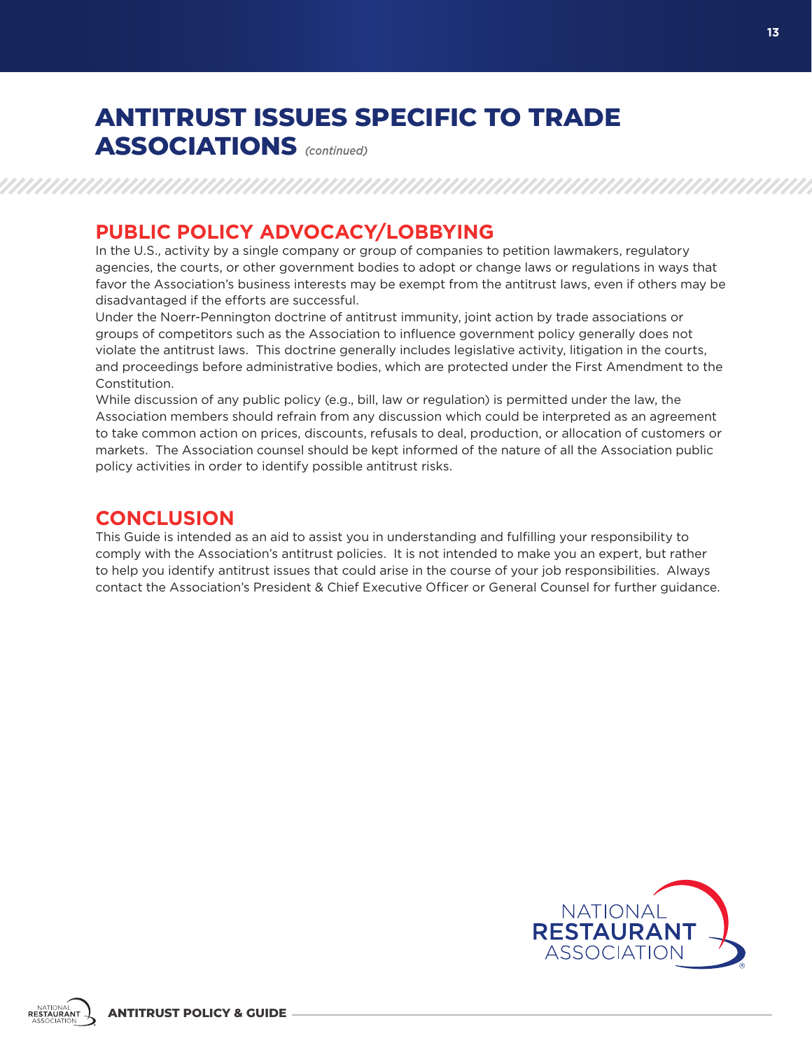# ANTITRUST ISSUES SPECIFIC TO TRADE ASSOCIATIONS *(continued)*

## PUBLIC POLICY ADVOCACY/LOBBYING

In the U.S., activity by a single company or group of companies to petition lawmakers, regulatory agencies, the courts, or other government bodies to adopt or change laws or regulations in ways that favor the Association's business interests may be exempt from the antitrust laws, even if others may be disadvantaged if the efforts are successful.

Under the Noerr-Pennington doctrine of antitrust immunity, joint action by trade associations or groups of competitors such as the Association to influence government policy generally does not violate the antitrust laws. This doctrine generally includes legislative activity, litigation in the courts, and proceedings before administrative bodies, which are protected under the First Amendment to the Constitution.

While discussion of any public policy (e.g., bill, law or regulation) is permitted under the law, the Association members should refrain from any discussion which could be interpreted as an agreement to take common action on prices, discounts, refusals to deal, production, or allocation of customers or markets. The Association counsel should be kept informed of the nature of all the Association public policy activities in order to identify possible antitrust risks.

## CONCLUSION

This Guide is intended as an aid to assist you in understanding and fulfilling your responsibility to comply with the Association's antitrust policies. It is not intended to make you an expert, but rather to help you identify antitrust issues that could arise in the course of your job responsibilities. Always contact the Association's President & Chief Executive Officer or General Counsel for further guidance.